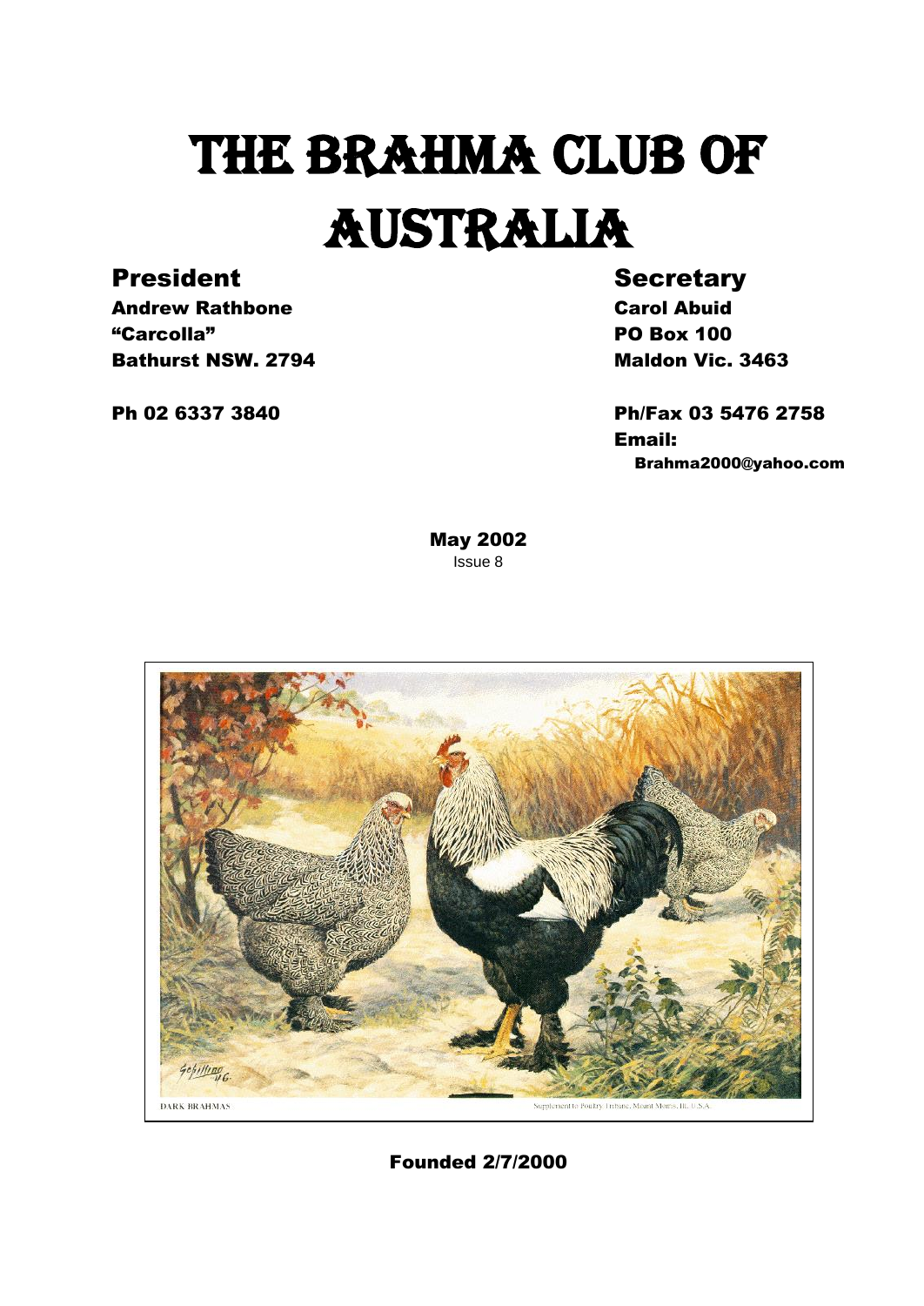# THE BRAHMA CLUB OF AUSTRALIA

**President**

**Andrew Rathbone**
**"Carcolla"**
**Bathurst NSW. 2794**

**Ph 02 6337 3840**

**Secretary**

**Carol Abuid**
**PO Box 100**
**Maldon Vic. 3463**

**Ph/Fax 03 5476 2758**
**Email:**
**Brahma2000@yahoo.com**

**May 2002**
Issue 8

DARK BRAHMAS

Supplement to Poultry Tribune, Mount Morris, Ill. U.S.A.

**Founded 2/7/2000**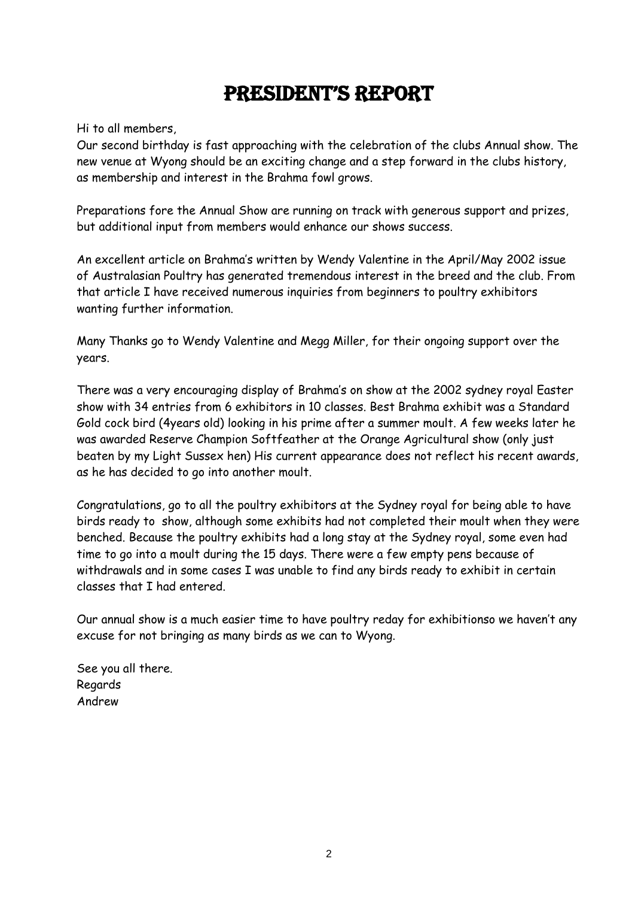# PRESIDENT'S REPORT

Hi to all members,
Our second birthday is fast approaching with the celebration of the clubs Annual show. The new venue at Wyong should be an exciting change and a step forward in the clubs history, as membership and interest in the Brahma fowl grows.

Preparations fore the Annual Show are running on track with generous support and prizes, but additional input from members would enhance our shows success.

An excellent article on Brahma's written by Wendy Valentine in the April/May 2002 issue of Australasian Poultry has generated tremendous interest in the breed and the club. From that article I have received numerous inquiries from beginners to poultry exhibitors wanting further information.

Many Thanks go to Wendy Valentine and Megg Miller, for their ongoing support over the years.

There was a very encouraging display of Brahma's on show at the 2002 sydney royal Easter show with 34 entries from 6 exhibitors in 10 classes. Best Brahma exhibit was a Standard Gold cock bird (4years old) looking in his prime after a summer moult. A few weeks later he was awarded Reserve Champion Softfeather at the Orange Agricultural show (only just beaten by my Light Sussex hen) His current appearance does not reflect his recent awards, as he has decided to go into another moult.

Congratulations, go to all the poultry exhibitors at the Sydney royal for being able to have birds ready to show, although some exhibits had not completed their moult when they were benched. Because the poultry exhibits had a long stay at the Sydney royal, some even had time to go into a moult during the 15 days. There were a few empty pens because of withdrawals and in some cases I was unable to find any birds ready to exhibit in certain classes that I had entered.

Our annual show is a much easier time to have poultry reday for exhibitionso we haven't any excuse for not bringing as many birds as we can to Wyong.

See you all there.
Regards
Andrew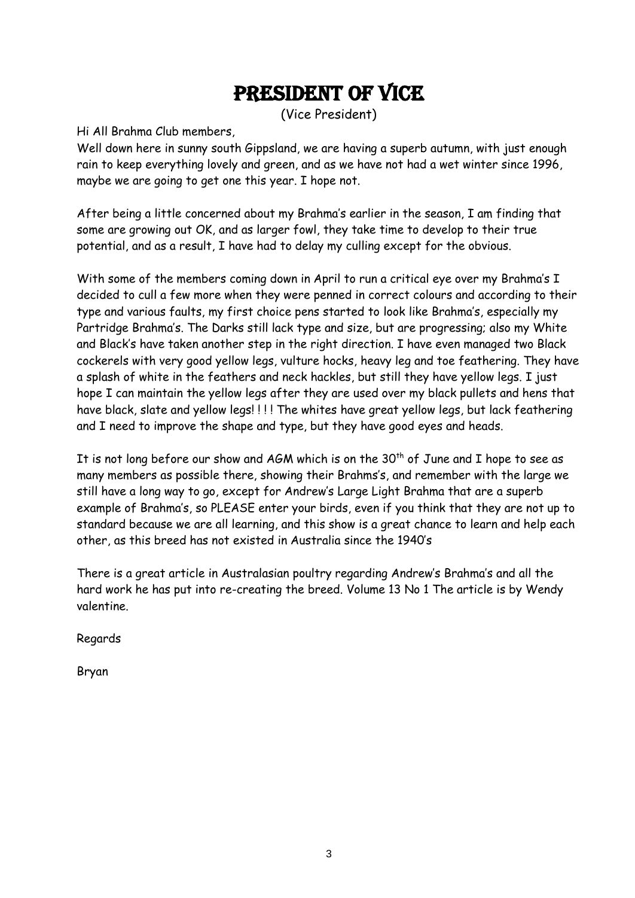# President of Vice

(Vice President)

Hi All Brahma Club members,

Well down here in sunny south Gippsland, we are having a superb autumn, with just enough rain to keep everything lovely and green, and as we have not had a wet winter since 1996, maybe we are going to get one this year. I hope not.

After being a little concerned about my Brahma's earlier in the season, I am finding that some are growing out OK, and as larger fowl, they take time to develop to their true potential, and as a result, I have had to delay my culling except for the obvious.

With some of the members coming down in April to run a critical eye over my Brahma's I decided to cull a few more when they were penned in correct colours and according to their type and various faults, my first choice pens started to look like Brahma's, especially my Partridge Brahma's. The Darks still lack type and size, but are progressing; also my White and Black's have taken another step in the right direction. I have even managed two Black cockerels with very good yellow legs, vulture hocks, heavy leg and toe feathering. They have a splash of white in the feathers and neck hackles, but still they have yellow legs. I just hope I can maintain the yellow legs after they are used over my black pullets and hens that have black, slate and yellow legs! ! ! ! The whites have great yellow legs, but lack feathering and I need to improve the shape and type, but they have good eyes and heads.

It is not long before our show and AGM which is on the 30th of June and I hope to see as many members as possible there, showing their Brahms's, and remember with the large we still have a long way to go, except for Andrew's Large Light Brahma that are a superb example of Brahma's, so PLEASE enter your birds, even if you think that they are not up to standard because we are all learning, and this show is a great chance to learn and help each other, as this breed has not existed in Australia since the 1940's

There is a great article in Australasian poultry regarding Andrew's Brahma's and all the hard work he has put into re-creating the breed. Volume 13 No 1 The article is by Wendy valentine.

Regards

Bryan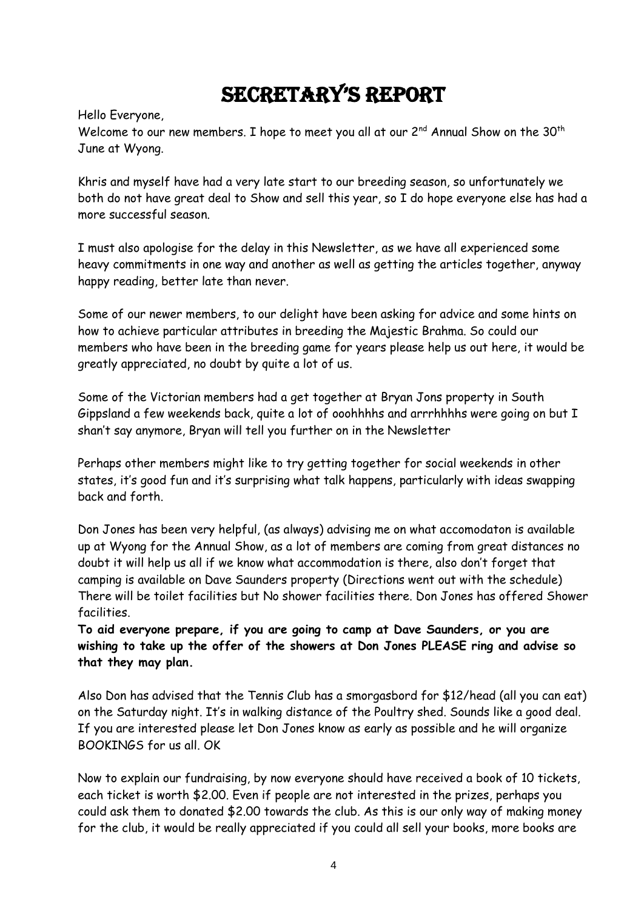# SECRETARY'S REPORT

Hello Everyone,

Welcome to our new members. I hope to meet you all at our 2nd Annual Show on the 30th June at Wyong.

Khris and myself have had a very late start to our breeding season, so unfortunately we both do not have great deal to Show and sell this year, so I do hope everyone else has had a more successful season.

I must also apologise for the delay in this Newsletter, as we have all experienced some heavy commitments in one way and another as well as getting the articles together, anyway happy reading, better late than never.

Some of our newer members, to our delight have been asking for advice and some hints on how to achieve particular attributes in breeding the Majestic Brahma. So could our members who have been in the breeding game for years please help us out here, it would be greatly appreciated, no doubt by quite a lot of us.

Some of the Victorian members had a get together at Bryan Jons property in South Gippsland a few weekends back, quite a lot of ooohhhhs and arrrhhhhs were going on but I shan't say anymore, Bryan will tell you further on in the Newsletter

Perhaps other members might like to try getting together for social weekends in other states, it's good fun and it's surprising what talk happens, particularly with ideas swapping back and forth.

Don Jones has been very helpful, (as always) advising me on what accomodaton is available up at Wyong for the Annual Show, as a lot of members are coming from great distances no doubt it will help us all if we know what accommodation is there, also don't forget that camping is available on Dave Saunders property (Directions went out with the schedule) There will be toilet facilities but No shower facilities there. Don Jones has offered Shower facilities.

**To aid everyone prepare, if you are going to camp at Dave Saunders, or you are wishing to take up the offer of the showers at Don Jones PLEASE ring and advise so that they may plan.**

Also Don has advised that the Tennis Club has a smorgasbord for $12/head (all you can eat) on the Saturday night. It's in walking distance of the Poultry shed. Sounds like a good deal. If you are interested please let Don Jones know as early as possible and he will organize BOOKINGS for us all. OK

Now to explain our fundraising, by now everyone should have received a book of 10 tickets, each ticket is worth $2.00. Even if people are not interested in the prizes, perhaps you could ask them to donated $2.00 towards the club. As this is our only way of making money for the club, it would be really appreciated if you could all sell your books, more books are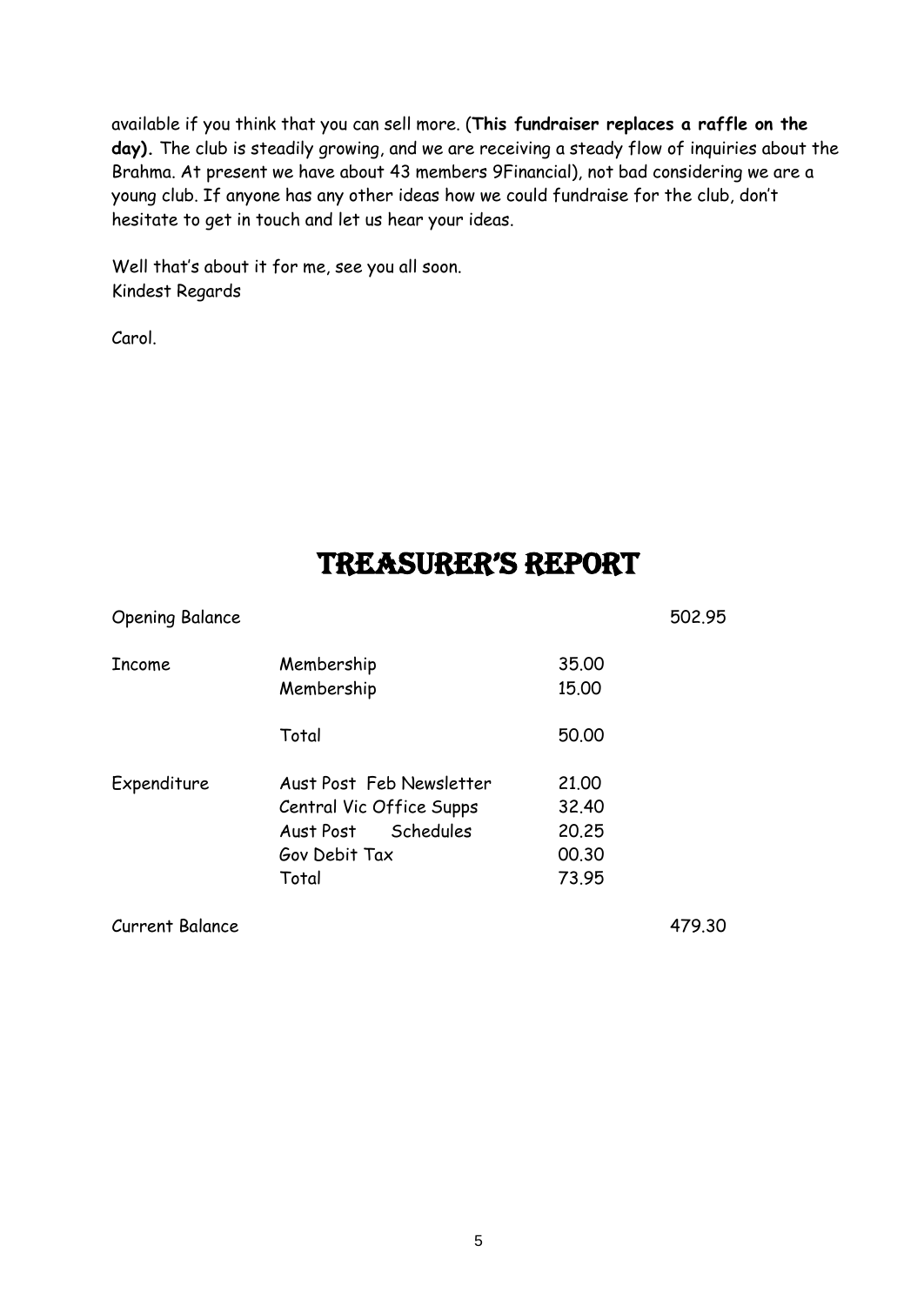available if you think that you can sell more. (**This fundraiser replaces a raffle on the day).** The club is steadily growing, and we are receiving a steady flow of inquiries about the Brahma. At present we have about 43 members 9Financial), not bad considering we are a young club. If anyone has any other ideas how we could fundraise for the club, don't hesitate to get in touch and let us hear your ideas.

Well that's about it for me, see you all soon.
Kindest Regards

Carol.

# TREASURER'S REPORT

| | | | |
|---|---|---|---|
| Opening Balance | | | 502.95 |
| Income | Membership | 35.00 | |
| | Membership | 15.00 | |
| | Total | 50.00 | |
| Expenditure | Aust Post Feb Newsletter | 21.00 | |
| | Central Vic Office Supps | 32.40 | |
| | Aust Post Schedules | 20.25 | |
| | Gov Debit Tax | 00.30 | |
| | Total | 73.95 | |
| Current Balance | | | 479.30 |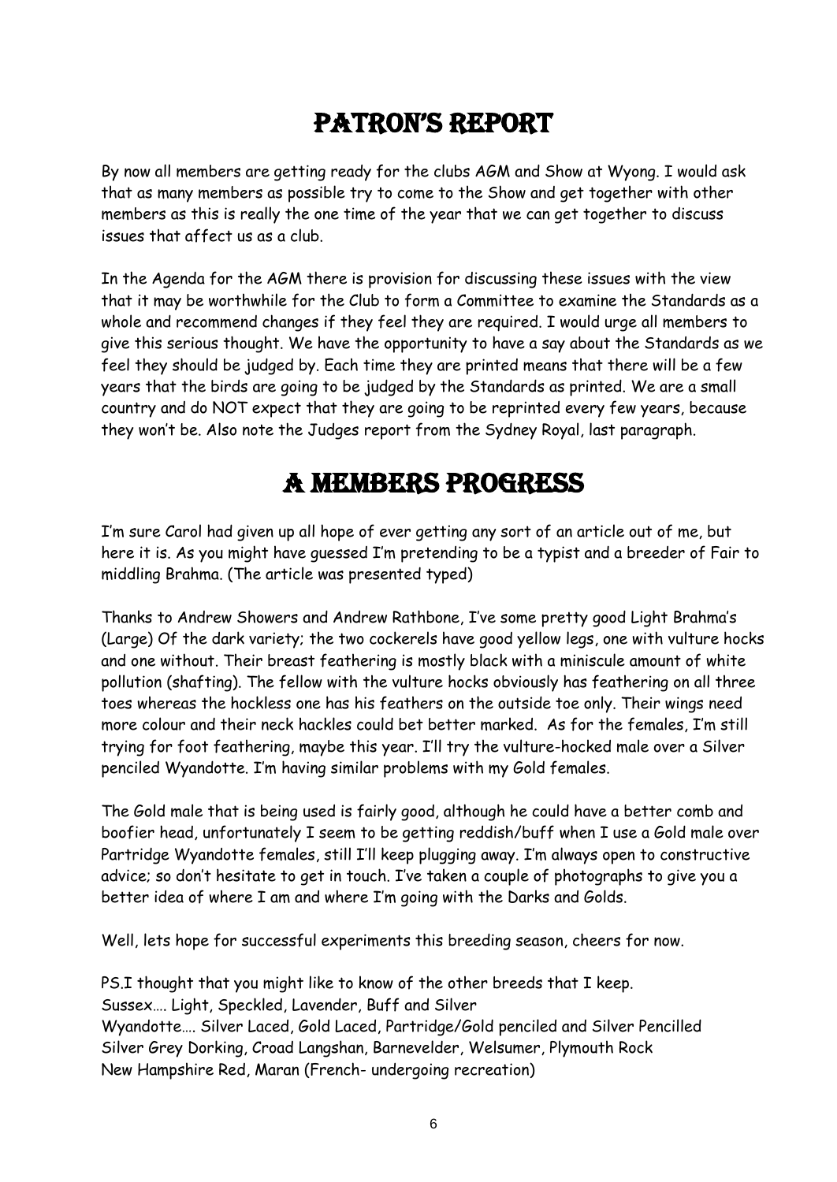# PATRON'S REPORT

By now all members are getting ready for the clubs AGM and Show at Wyong. I would ask that as many members as possible try to come to the Show and get together with other members as this is really the one time of the year that we can get together to discuss issues that affect us as a club.

In the Agenda for the AGM there is provision for discussing these issues with the view that it may be worthwhile for the Club to form a Committee to examine the Standards as a whole and recommend changes if they feel they are required. I would urge all members to give this serious thought. We have the opportunity to have a say about the Standards as we feel they should be judged by. Each time they are printed means that there will be a few years that the birds are going to be judged by the Standards as printed. We are a small country and do NOT expect that they are going to be reprinted every few years, because they won't be. Also note the Judges report from the Sydney Royal, last paragraph.

# A MEMBERS PROGRESS

I'm sure Carol had given up all hope of ever getting any sort of an article out of me, but here it is. As you might have guessed I'm pretending to be a typist and a breeder of Fair to middling Brahma. (The article was presented typed)

Thanks to Andrew Showers and Andrew Rathbone, I've some pretty good Light Brahma's (Large) Of the dark variety; the two cockerels have good yellow legs, one with vulture hocks and one without. Their breast feathering is mostly black with a miniscule amount of white pollution (shafting). The fellow with the vulture hocks obviously has feathering on all three toes whereas the hockless one has his feathers on the outside toe only. Their wings need more colour and their neck hackles could bet better marked. As for the females, I'm still trying for foot feathering, maybe this year. I'll try the vulture-hocked male over a Silver penciled Wyandotte. I'm having similar problems with my Gold females.

The Gold male that is being used is fairly good, although he could have a better comb and boofier head, unfortunately I seem to be getting reddish/buff when I use a Gold male over Partridge Wyandotte females, still I'll keep plugging away. I'm always open to constructive advice; so don't hesitate to get in touch. I've taken a couple of photographs to give you a better idea of where I am and where I'm going with the Darks and Golds.

Well, lets hope for successful experiments this breeding season, cheers for now.

PS.I thought that you might like to know of the other breeds that I keep.
Sussex…. Light, Speckled, Lavender, Buff and Silver
Wyandotte…. Silver Laced, Gold Laced, Partridge/Gold penciled and Silver Pencilled
Silver Grey Dorking, Croad Langshan, Barnevelder, Welsumer, Plymouth Rock
New Hampshire Red, Maran (French- undergoing recreation)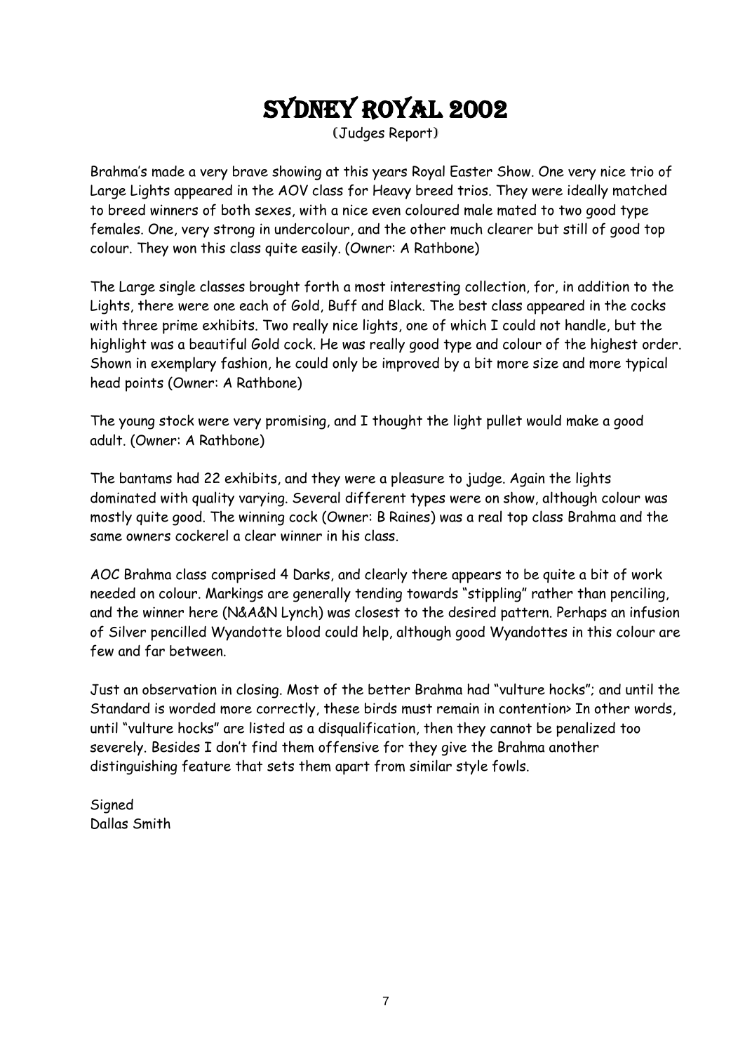# SYDNEY ROYAL 2002

(Judges Report)

Brahma's made a very brave showing at this years Royal Easter Show. One very nice trio of Large Lights appeared in the AOV class for Heavy breed trios. They were ideally matched to breed winners of both sexes, with a nice even coloured male mated to two good type females. One, very strong in undercolour, and the other much clearer but still of good top colour. They won this class quite easily. (Owner: A Rathbone)

The Large single classes brought forth a most interesting collection, for, in addition to the Lights, there were one each of Gold, Buff and Black. The best class appeared in the cocks with three prime exhibits. Two really nice lights, one of which I could not handle, but the highlight was a beautiful Gold cock. He was really good type and colour of the highest order. Shown in exemplary fashion, he could only be improved by a bit more size and more typical head points (Owner: A Rathbone)

The young stock were very promising, and I thought the light pullet would make a good adult. (Owner: A Rathbone)

The bantams had 22 exhibits, and they were a pleasure to judge. Again the lights dominated with quality varying. Several different types were on show, although colour was mostly quite good. The winning cock (Owner: B Raines) was a real top class Brahma and the same owners cockerel a clear winner in his class.

AOC Brahma class comprised 4 Darks, and clearly there appears to be quite a bit of work needed on colour. Markings are generally tending towards "stippling" rather than penciling, and the winner here (N&A&N Lynch) was closest to the desired pattern. Perhaps an infusion of Silver pencilled Wyandotte blood could help, although good Wyandottes in this colour are few and far between.

Just an observation in closing. Most of the better Brahma had "vulture hocks"; and until the Standard is worded more correctly, these birds must remain in contention> In other words, until "vulture hocks" are listed as a disqualification, then they cannot be penalized too severely. Besides I don't find them offensive for they give the Brahma another distinguishing feature that sets them apart from similar style fowls.

Signed
Dallas Smith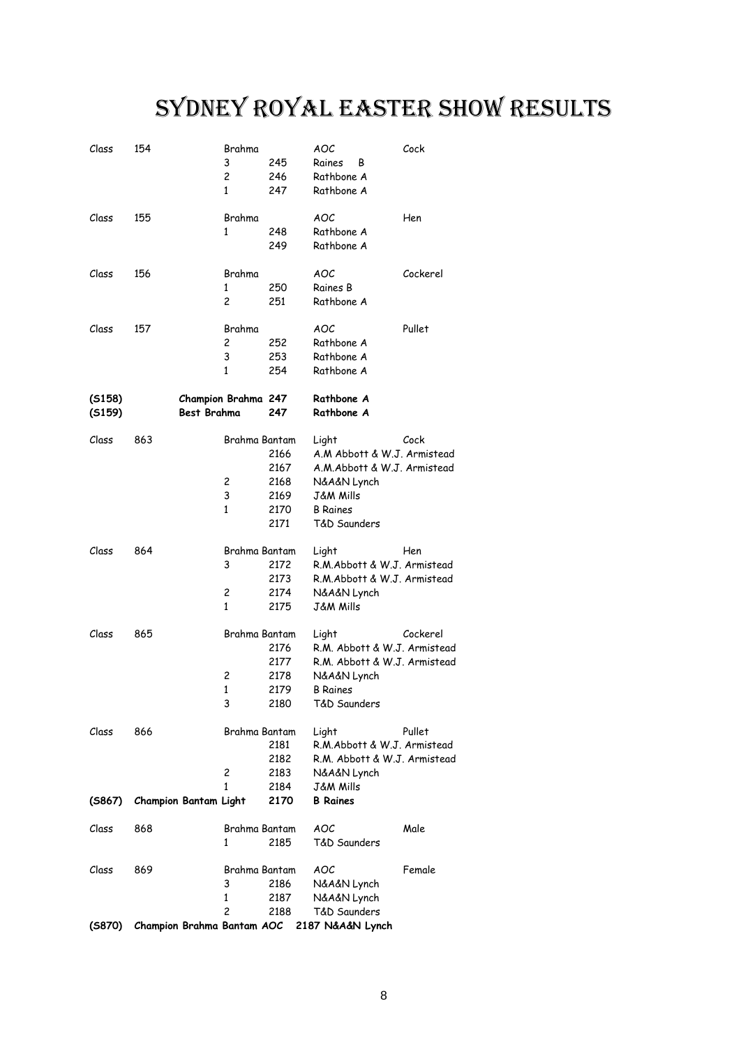# SYDNEY ROYAL EASTER SHOW RESULTS

| Class | | Place | Entry | Exhibitor | |
|---|---|---|---|---|---|
| Class | 154 | Brahma | | AOC | Cock |
| | | 3 | 245 | Raines B | |
| | | 2 | 246 | Rathbone A | |
| | | 1 | 247 | Rathbone A | |
| Class | 155 | Brahma | | AOC | Hen |
| | | 1 | 248 | Rathbone A | |
| | | | 249 | Rathbone A | |
| Class | 156 | Brahma | | AOC | Cockerel |
| | | 1 | 250 | Raines B | |
| | | 2 | 251 | Rathbone A | |
| Class | 157 | Brahma | | AOC | Pullet |
| | | 2 | 252 | Rathbone A | |
| | | 3 | 253 | Rathbone A | |
| | | 1 | 254 | Rathbone A | |
| **(S158)** | | **Champion Brahma** | **247** | **Rathbone A** | |
| **(S159)** | | **Best Brahma** | **247** | **Rathbone A** | |
| Class | 863 | Brahma Bantam | | Light | Cock |
| | | | 2166 | A.M Abbott & W.J. Armistead | |
| | | | 2167 | A.M.Abbott & W.J. Armistead | |
| | | 2 | 2168 | N&A&N Lynch | |
| | | 3 | 2169 | J&M Mills | |
| | | 1 | 2170 | B Raines | |
| | | | 2171 | T&D Saunders | |
| Class | 864 | Brahma Bantam | | Light | Hen |
| | | 3 | 2172 | R.M.Abbott & W.J. Armistead | |
| | | | 2173 | R.M.Abbott & W.J. Armistead | |
| | | 2 | 2174 | N&A&N Lynch | |
| | | 1 | 2175 | J&M Mills | |
| Class | 865 | Brahma Bantam | | Light | Cockerel |
| | | | 2176 | R.M. Abbott & W.J. Armistead | |
| | | | 2177 | R.M. Abbott & W.J. Armistead | |
| | | 2 | 2178 | N&A&N Lynch | |
| | | 1 | 2179 | B Raines | |
| | | 3 | 2180 | T&D Saunders | |
| Class | 866 | Brahma Bantam | | Light | Pullet |
| | | | 2181 | R.M.Abbott & W.J. Armistead | |
| | | | 2182 | R.M. Abbott & W.J. Armistead | |
| | | 2 | 2183 | N&A&N Lynch | |
| | | 1 | 2184 | J&M Mills | |
| **(S867)** | **Champion Bantam Light** | | **2170** | **B Raines** | |
| Class | 868 | Brahma Bantam | | AOC | Male |
| | | 1 | 2185 | T&D Saunders | |
| Class | 869 | Brahma Bantam | | AOC | Female |
| | | 3 | 2186 | N&A&N Lynch | |
| | | 1 | 2187 | N&A&N Lynch | |
| | | 2 | 2188 | T&D Saunders | |
| **(S870)** | **Champion Brahma Bantam AOC** | | **2187** | **N&A&N Lynch** | |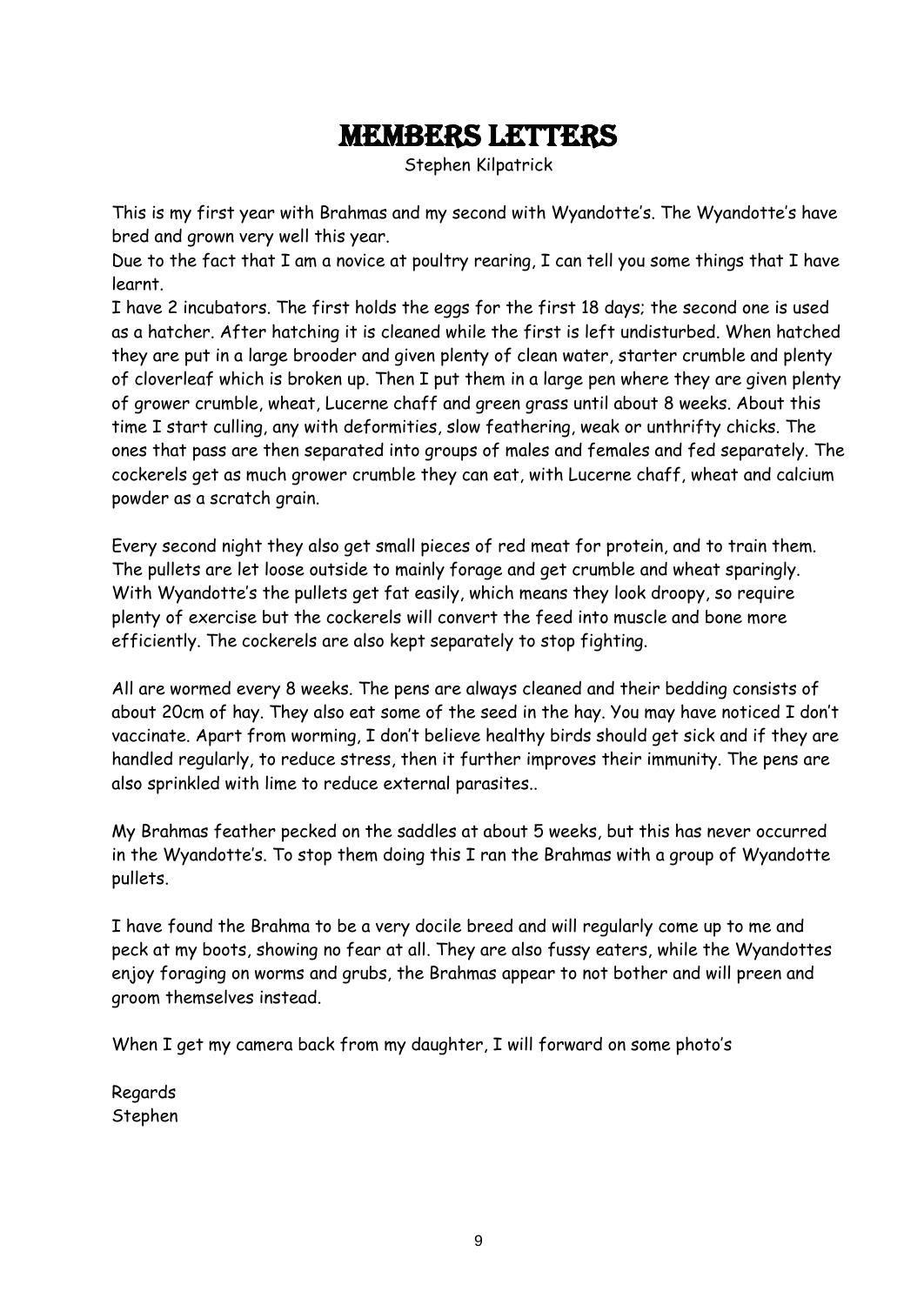# Members Letters

Stephen Kilpatrick

This is my first year with Brahmas and my second with Wyandotte's. The Wyandotte's have bred and grown very well this year.
Due to the fact that I am a novice at poultry rearing, I can tell you some things that I have learnt.
I have 2 incubators. The first holds the eggs for the first 18 days; the second one is used as a hatcher. After hatching it is cleaned while the first is left undisturbed. When hatched they are put in a large brooder and given plenty of clean water, starter crumble and plenty of cloverleaf which is broken up. Then I put them in a large pen where they are given plenty of grower crumble, wheat, Lucerne chaff and green grass until about 8 weeks. About this time I start culling, any with deformities, slow feathering, weak or unthrifty chicks. The ones that pass are then separated into groups of males and females and fed separately. The cockerels get as much grower crumble they can eat, with Lucerne chaff, wheat and calcium powder as a scratch grain.

Every second night they also get small pieces of red meat for protein, and to train them. The pullets are let loose outside to mainly forage and get crumble and wheat sparingly. With Wyandotte's the pullets get fat easily, which means they look droopy, so require plenty of exercise but the cockerels will convert the feed into muscle and bone more efficiently. The cockerels are also kept separately to stop fighting.

All are wormed every 8 weeks. The pens are always cleaned and their bedding consists of about 20cm of hay. They also eat some of the seed in the hay. You may have noticed I don't vaccinate. Apart from worming, I don't believe healthy birds should get sick and if they are handled regularly, to reduce stress, then it further improves their immunity. The pens are also sprinkled with lime to reduce external parasites..

My Brahmas feather pecked on the saddles at about 5 weeks, but this has never occurred in the Wyandotte's. To stop them doing this I ran the Brahmas with a group of Wyandotte pullets.

I have found the Brahma to be a very docile breed and will regularly come up to me and peck at my boots, showing no fear at all. They are also fussy eaters, while the Wyandottes enjoy foraging on worms and grubs, the Brahmas appear to not bother and will preen and groom themselves instead.

When I get my camera back from my daughter, I will forward on some photo's

Regards
Stephen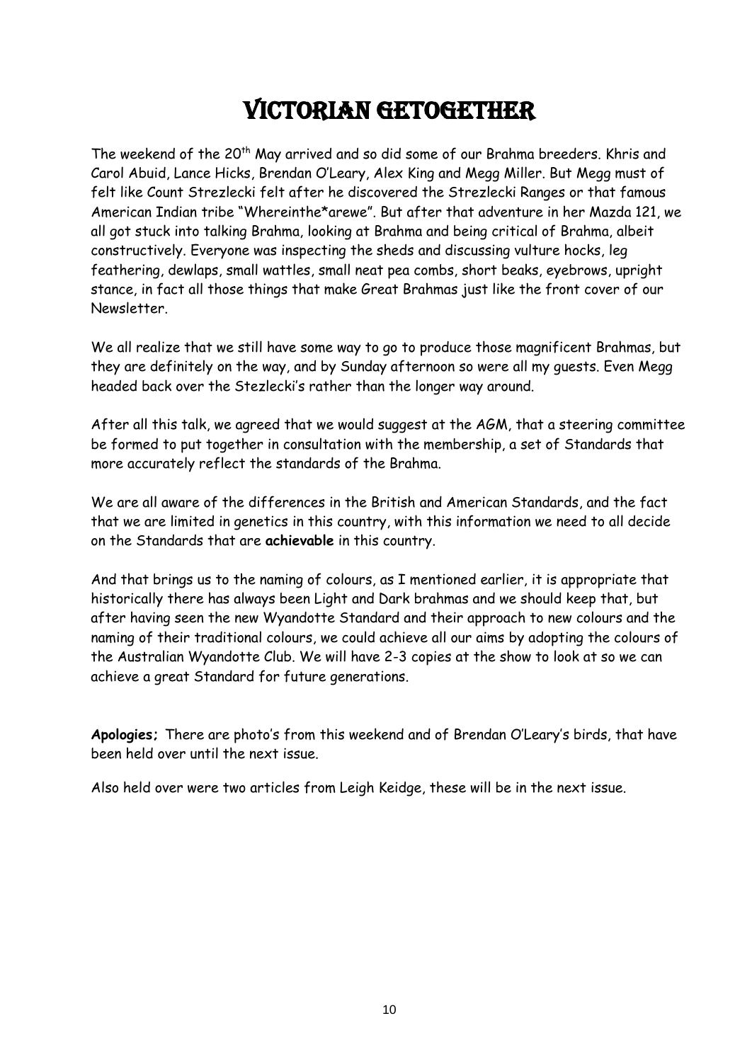# Victorian Getogether

The weekend of the 20th May arrived and so did some of our Brahma breeders. Khris and Carol Abuid, Lance Hicks, Brendan O'Leary, Alex King and Megg Miller. But Megg must of felt like Count Strezlecki felt after he discovered the Strezlecki Ranges or that famous American Indian tribe "Whereinthe*arewe". But after that adventure in her Mazda 121, we all got stuck into talking Brahma, looking at Brahma and being critical of Brahma, albeit constructively. Everyone was inspecting the sheds and discussing vulture hocks, leg feathering, dewlaps, small wattles, small neat pea combs, short beaks, eyebrows, upright stance, in fact all those things that make Great Brahmas just like the front cover of our Newsletter.

We all realize that we still have some way to go to produce those magnificent Brahmas, but they are definitely on the way, and by Sunday afternoon so were all my guests. Even Megg headed back over the Stezlecki's rather than the longer way around.

After all this talk, we agreed that we would suggest at the AGM, that a steering committee be formed to put together in consultation with the membership, a set of Standards that more accurately reflect the standards of the Brahma.

We are all aware of the differences in the British and American Standards, and the fact that we are limited in genetics in this country, with this information we need to all decide on the Standards that are **achievable** in this country.

And that brings us to the naming of colours, as I mentioned earlier, it is appropriate that historically there has always been Light and Dark brahmas and we should keep that, but after having seen the new Wyandotte Standard and their approach to new colours and the naming of their traditional colours, we could achieve all our aims by adopting the colours of the Australian Wyandotte Club. We will have 2-3 copies at the show to look at so we can achieve a great Standard for future generations.

**Apologies;** There are photo's from this weekend and of Brendan O'Leary's birds, that have been held over until the next issue.

Also held over were two articles from Leigh Keidge, these will be in the next issue.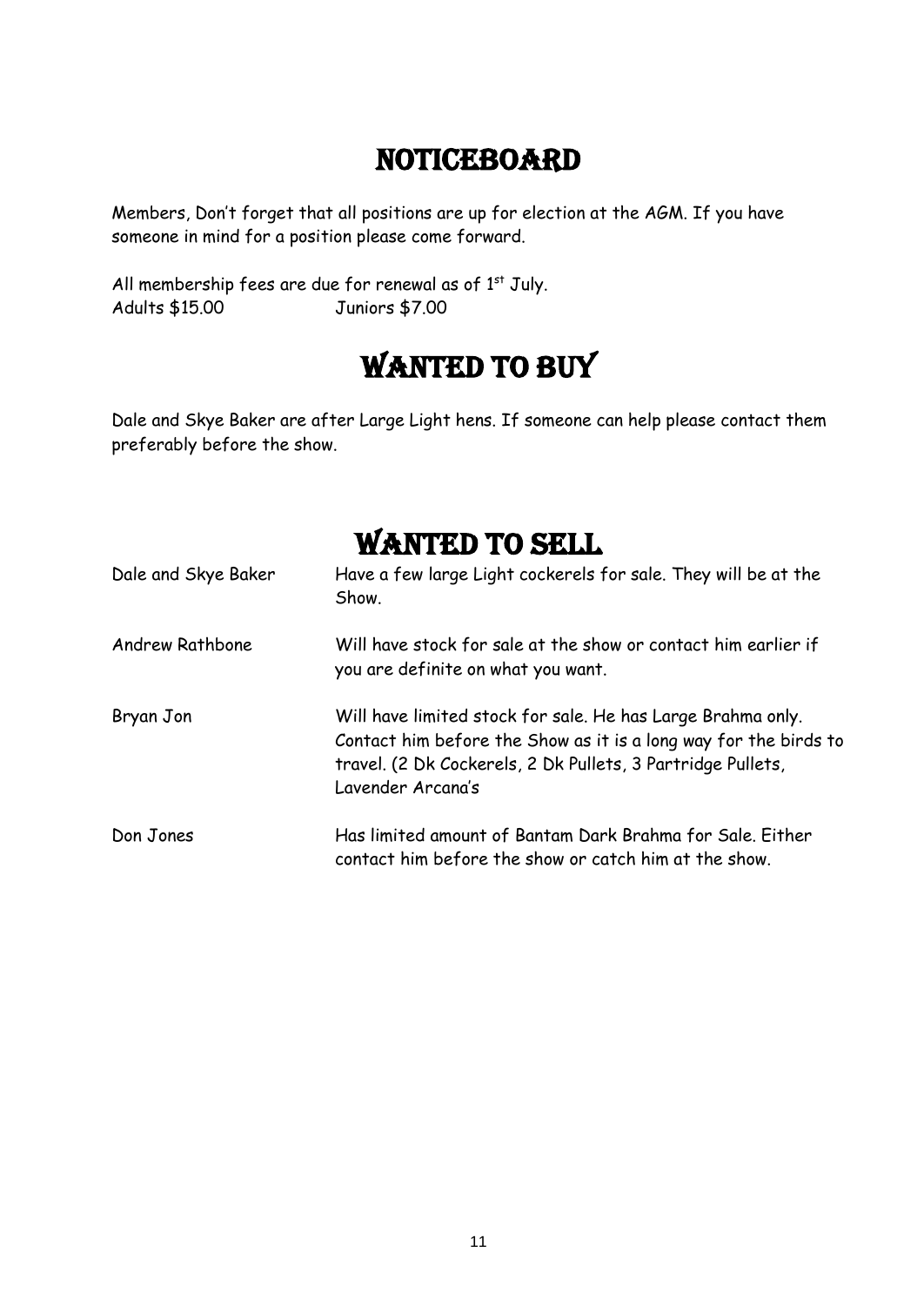# NOTICEBOARD

Members, Don't forget that all positions are up for election at the AGM. If you have someone in mind for a position please come forward.

All membership fees are due for renewal as of 1st July.
Adults $15.00 Juniors $7.00

# WANTED TO BUY

Dale and Skye Baker are after Large Light hens. If someone can help please contact them preferably before the show.

# WANTED TO SELL

| | |
|---|---|
| Dale and Skye Baker | Have a few large Light cockerels for sale. They will be at the Show. |
| Andrew Rathbone | Will have stock for sale at the show or contact him earlier if you are definite on what you want. |
| Bryan Jon | Will have limited stock for sale. He has Large Brahma only. Contact him before the Show as it is a long way for the birds to travel. (2 Dk Cockerels, 2 Dk Pullets, 3 Partridge Pullets, Lavender Arcana's |
| Don Jones | Has limited amount of Bantam Dark Brahma for Sale. Either contact him before the show or catch him at the show. |